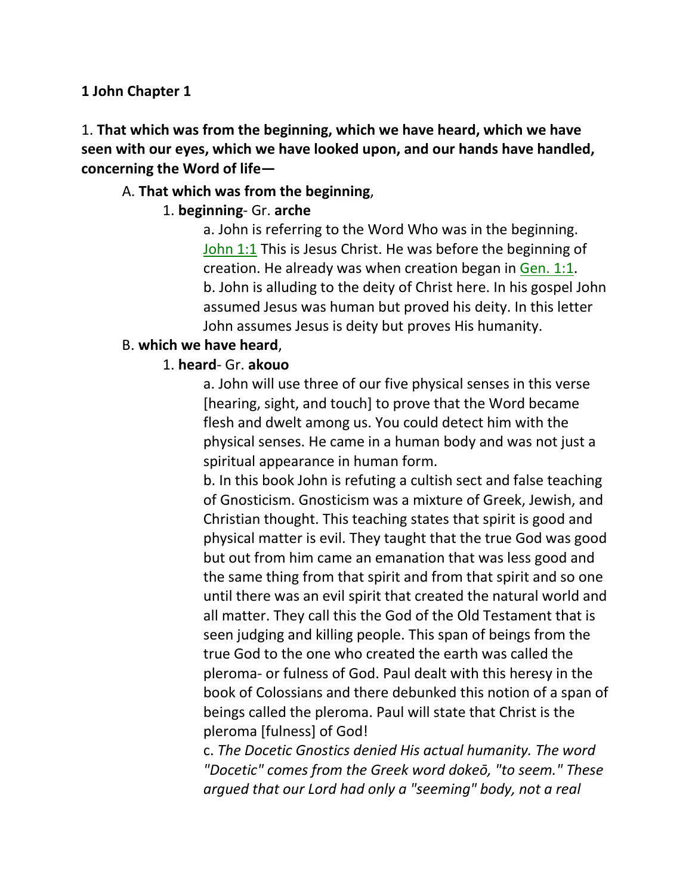**1 John Chapter 1**

1. **That which was from the beginning, which we have heard, which we have seen with our eyes, which we have looked upon, and our hands have handled, concerning the Word of life—**

A. **That which was from the beginning**,

1. **beginning**- Gr. **arche**

a. John is referring to the Word Who was in the beginning. John 1:1 This is Jesus Christ. He was before the beginning of creation. He already was when creation began in Gen. 1:1.

b. John is alluding to the deity of Christ here. In his gospel John assumed Jesus was human but proved his deity. In this letter John assumes Jesus is deity but proves His humanity.

B. **which we have heard**,

1. **heard**- Gr. **akouo**

a. John will use three of our five physical senses in this verse [hearing, sight, and touch] to prove that the Word became flesh and dwelt among us. You could detect him with the physical senses. He came in a human body and was not just a spiritual appearance in human form.

b. In this book John is refuting a cultish sect and false teaching of Gnosticism. Gnosticism was a mixture of Greek, Jewish, and Christian thought. This teaching states that spirit is good and physical matter is evil. They taught that the true God was good but out from him came an emanation that was less good and the same thing from that spirit and from that spirit and so one until there was an evil spirit that created the natural world and all matter. They call this the God of the Old Testament that is seen judging and killing people. This span of beings from the true God to the one who created the earth was called the pleroma- or fulness of God. Paul dealt with this heresy in the book of Colossians and there debunked this notion of a span of beings called the pleroma. Paul will state that Christ is the pleroma [fulness] of God!

c. *The Docetic Gnostics denied His actual humanity. The word "Docetic" comes from the Greek word dokeō, "to seem." These argued that our Lord had only a "seeming" body, not a real*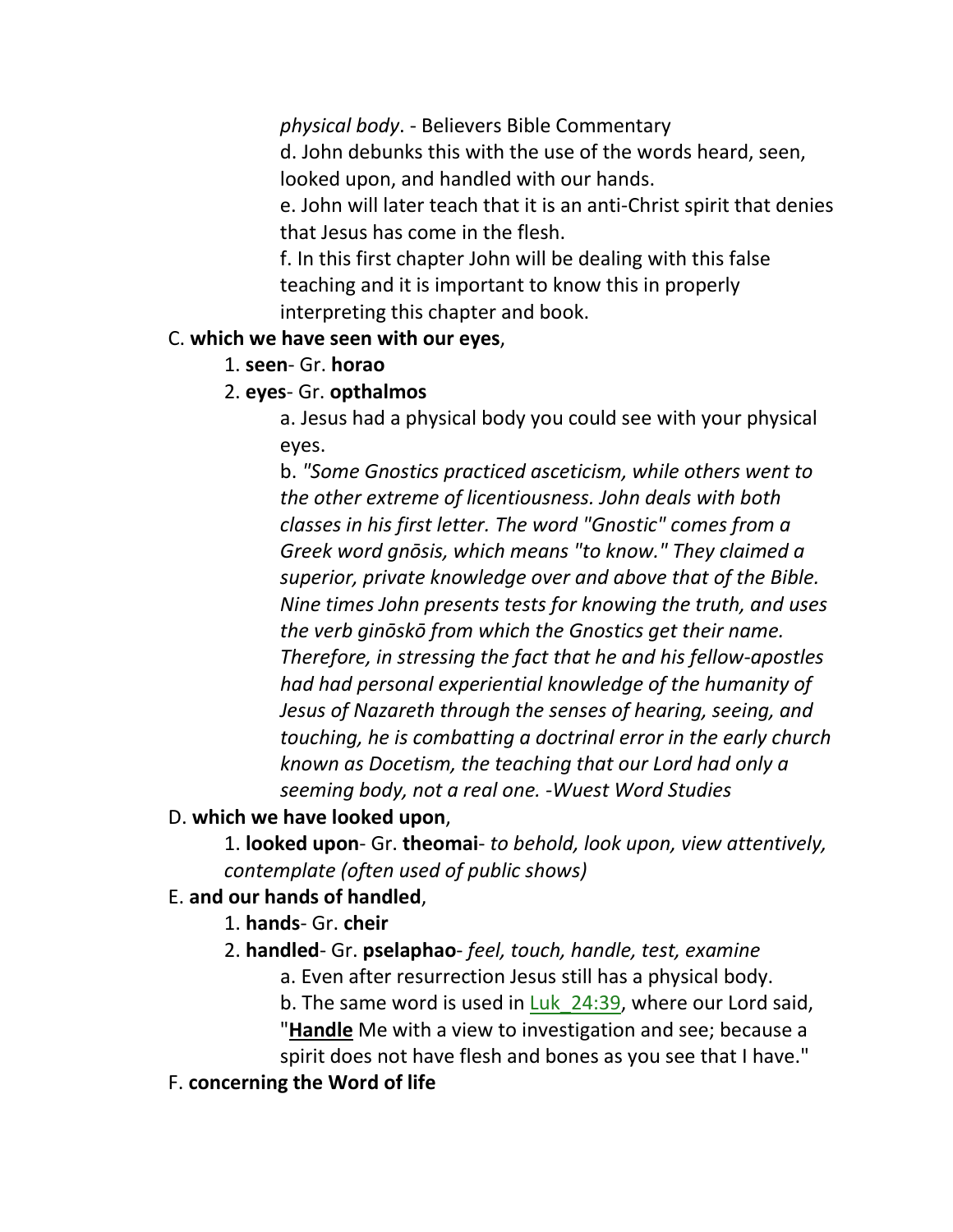*physical body*. - Believers Bible Commentary

d. John debunks this with the use of the words heard, seen, looked upon, and handled with our hands.

e. John will later teach that it is an anti-Christ spirit that denies that Jesus has come in the flesh.

f. In this first chapter John will be dealing with this false teaching and it is important to know this in properly interpreting this chapter and book.

C. **which we have seen with our eyes**,

1. **seen**- Gr. **horao**

2. **eyes**- Gr. **opthalmos**

a. Jesus had a physical body you could see with your physical eyes.

b. *"Some Gnostics practiced asceticism, while others went to the other extreme of licentiousness. John deals with both classes in his first letter. The word "Gnostic" comes from a Greek word gnōsis, which means "to know." They claimed a superior, private knowledge over and above that of the Bible. Nine times John presents tests for knowing the truth, and uses the verb ginōskō from which the Gnostics get their name. Therefore, in stressing the fact that he and his fellow-apostles had had personal experiential knowledge of the humanity of Jesus of Nazareth through the senses of hearing, seeing, and touching, he is combatting a doctrinal error in the early church known as Docetism, the teaching that our Lord had only a seeming body, not a real one. -Wuest Word Studies*

D. **which we have looked upon**,

1. **looked upon**- Gr. **theomai**- *to behold, look upon, view attentively, contemplate (often used of public shows)*

E. **and our hands of handled**,

1. **hands**- Gr. **cheir**

2. **handled**- Gr. **pselaphao**- *feel, touch, handle, test, examine*

a. Even after resurrection Jesus still has a physical body.

b. The same word is used in Luk_24:39, where our Lord said, "**Handle** Me with a view to investigation and see; because a spirit does not have flesh and bones as you see that I have."

F. **concerning the Word of life**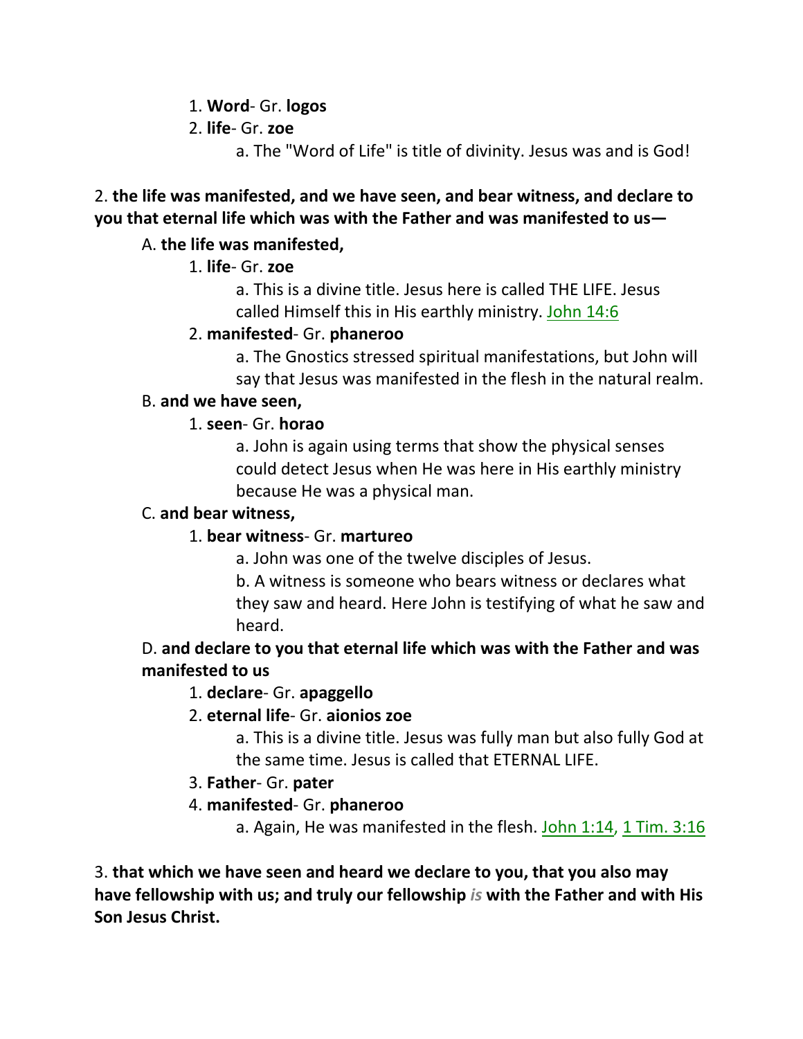1. **Word**- Gr. **logos**

2. **life**- Gr. **zoe**

a. The "Word of Life" is title of divinity. Jesus was and is God!

2. **the life was manifested, and we have seen, and bear witness, and declare to you that eternal life which was with the Father and was manifested to us—**

A. **the life was manifested,**

1. **life**- Gr. **zoe**

a. This is a divine title. Jesus here is called THE LIFE. Jesus called Himself this in His earthly ministry. John 14:6

2. **manifested**- Gr. **phaneroo**

a. The Gnostics stressed spiritual manifestations, but John will say that Jesus was manifested in the flesh in the natural realm.

B. **and we have seen,**

1. **seen**- Gr. **horao**

a. John is again using terms that show the physical senses could detect Jesus when He was here in His earthly ministry because He was a physical man.

C. **and bear witness,**

1. **bear witness**- Gr. **martureo**

a. John was one of the twelve disciples of Jesus.

b. A witness is someone who bears witness or declares what they saw and heard. Here John is testifying of what he saw and heard.

D. **and declare to you that eternal life which was with the Father and was manifested to us**

1. **declare**- Gr. **apaggello**

2. **eternal life**- Gr. **aionios zoe**

a. This is a divine title. Jesus was fully man but also fully God at the same time. Jesus is called that ETERNAL LIFE.

3. **Father**- Gr. **pater**

4. **manifested**- Gr. **phaneroo**

a. Again, He was manifested in the flesh. John 1:14, 1 Tim. 3:16

3. **that which we have seen and heard we declare to you, that you also may have fellowship with us; and truly our fellowship *is* with the Father and with His Son Jesus Christ.**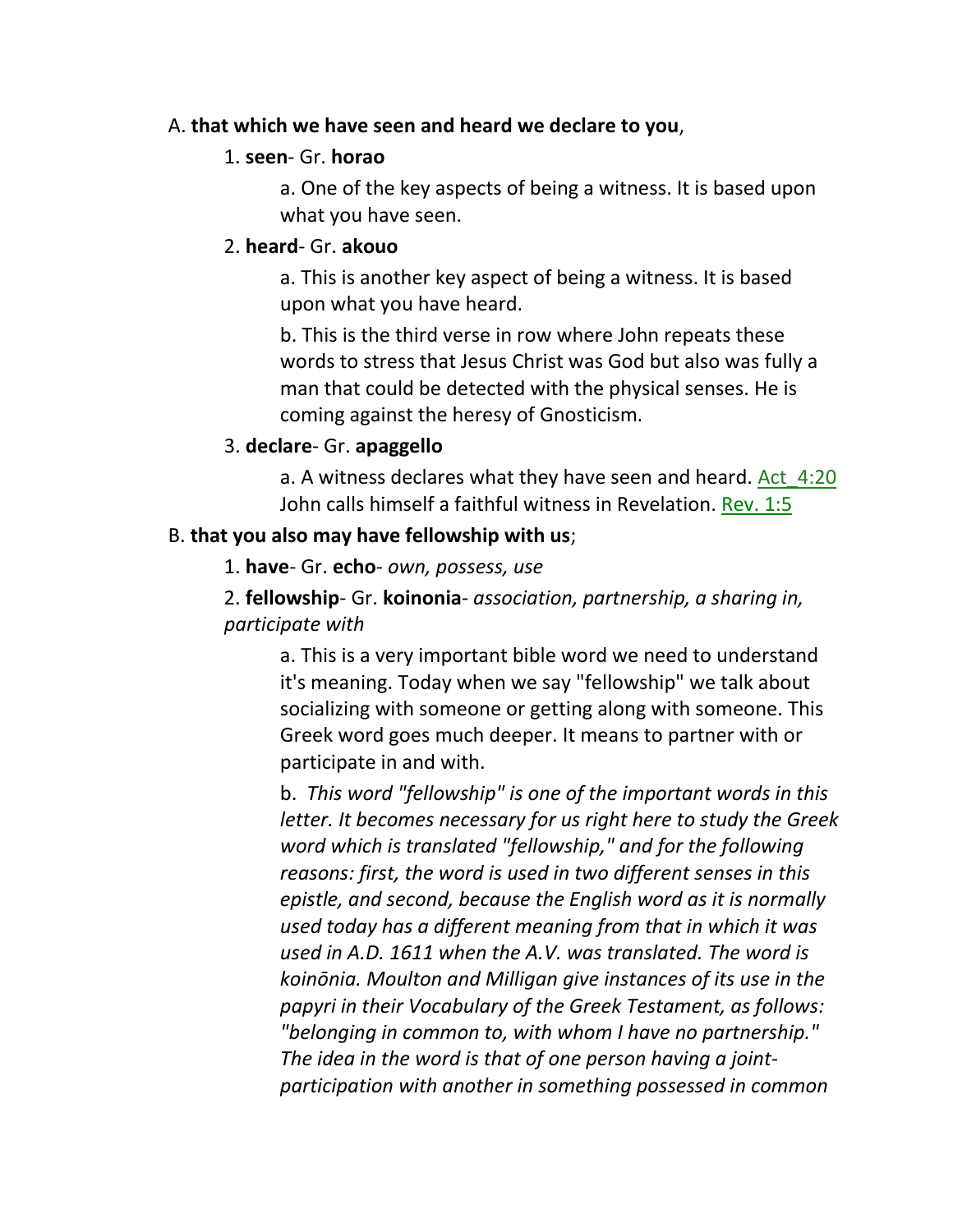A. **that which we have seen and heard we declare to you**,

1. **seen**- Gr. **horao**

   a. One of the key aspects of being a witness. It is based upon what you have seen.

2. **heard**- Gr. **akouo**

   a. This is another key aspect of being a witness. It is based upon what you have heard.

   b. This is the third verse in row where John repeats these words to stress that Jesus Christ was God but also was fully a man that could be detected with the physical senses. He is coming against the heresy of Gnosticism.

3. **declare**- Gr. **apaggello**

   a. A witness declares what they have seen and heard. Act_4:20 John calls himself a faithful witness in Revelation. Rev. 1:5

B. **that you also may have fellowship with us**;

1. **have**- Gr. **echo**- *own, possess, use*

2. **fellowship**- Gr. **koinonia**- *association, partnership, a sharing in, participate with*

   a. This is a very important bible word we need to understand it's meaning. Today when we say "fellowship" we talk about socializing with someone or getting along with someone. This Greek word goes much deeper. It means to partner with or participate in and with.

   b. *This word "fellowship" is one of the important words in this letter. It becomes necessary for us right here to study the Greek word which is translated "fellowship," and for the following reasons: first, the word is used in two different senses in this epistle, and second, because the English word as it is normally used today has a different meaning from that in which it was used in A.D. 1611 when the A.V. was translated. The word is koinōnia. Moulton and Milligan give instances of its use in the papyri in their Vocabulary of the Greek Testament, as follows: "belonging in common to, with whom I have no partnership." The idea in the word is that of one person having a joint-participation with another in something possessed in common*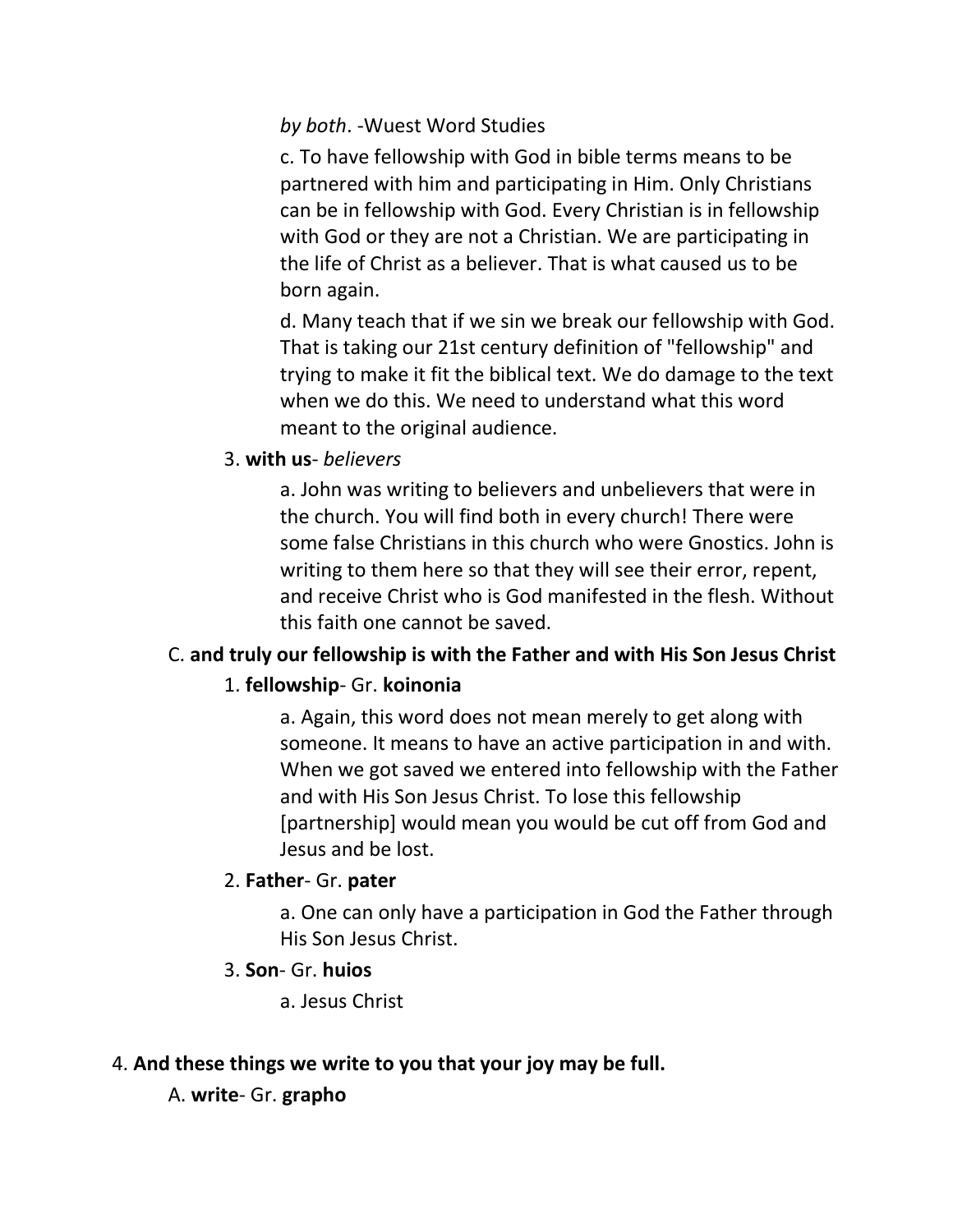*by both*. -Wuest Word Studies

c. To have fellowship with God in bible terms means to be partnered with him and participating in Him. Only Christians can be in fellowship with God. Every Christian is in fellowship with God or they are not a Christian. We are participating in the life of Christ as a believer. That is what caused us to be born again.

d. Many teach that if we sin we break our fellowship with God. That is taking our 21st century definition of "fellowship" and trying to make it fit the biblical text. We do damage to the text when we do this. We need to understand what this word meant to the original audience.

3. **with us**- *believers*

a. John was writing to believers and unbelievers that were in the church. You will find both in every church! There were some false Christians in this church who were Gnostics. John is writing to them here so that they will see their error, repent, and receive Christ who is God manifested in the flesh. Without this faith one cannot be saved.

C. **and truly our fellowship is with the Father and with His Son Jesus Christ**

1. **fellowship**- Gr. **koinonia**

a. Again, this word does not mean merely to get along with someone. It means to have an active participation in and with. When we got saved we entered into fellowship with the Father and with His Son Jesus Christ. To lose this fellowship [partnership] would mean you would be cut off from God and Jesus and be lost.

2. **Father**- Gr. **pater**

a. One can only have a participation in God the Father through His Son Jesus Christ.

3. **Son**- Gr. **huios**

a. Jesus Christ

4. **And these things we write to you that your joy may be full.**

A. **write**- Gr. **grapho**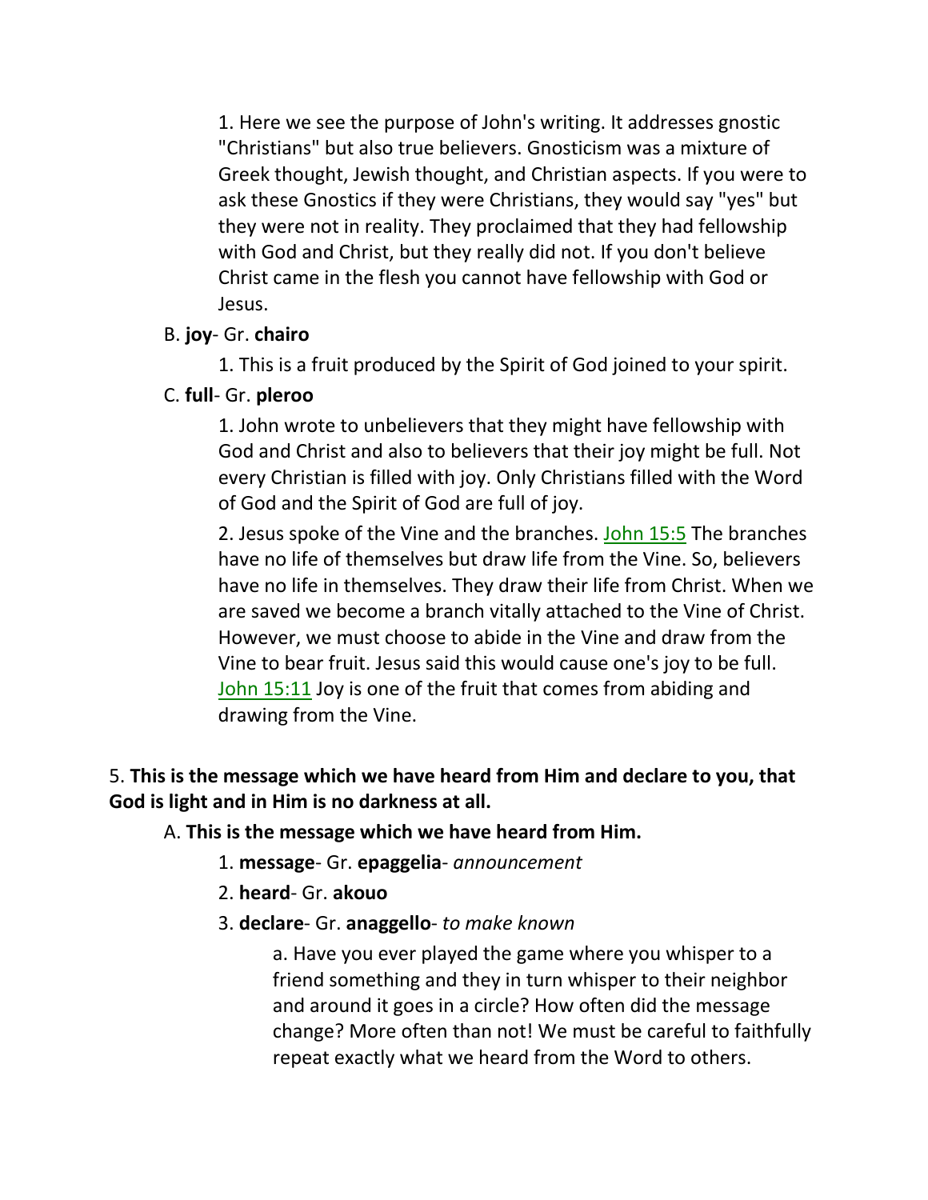1. Here we see the purpose of John's writing. It addresses gnostic "Christians" but also true believers. Gnosticism was a mixture of Greek thought, Jewish thought, and Christian aspects. If you were to ask these Gnostics if they were Christians, they would say "yes" but they were not in reality. They proclaimed that they had fellowship with God and Christ, but they really did not. If you don't believe Christ came in the flesh you cannot have fellowship with God or Jesus.

B. **joy**- Gr. **chairo**

1. This is a fruit produced by the Spirit of God joined to your spirit.

C. **full**- Gr. **pleroo**

1. John wrote to unbelievers that they might have fellowship with God and Christ and also to believers that their joy might be full. Not every Christian is filled with joy. Only Christians filled with the Word of God and the Spirit of God are full of joy.

2. Jesus spoke of the Vine and the branches. John 15:5 The branches have no life of themselves but draw life from the Vine. So, believers have no life in themselves. They draw their life from Christ. When we are saved we become a branch vitally attached to the Vine of Christ. However, we must choose to abide in the Vine and draw from the Vine to bear fruit. Jesus said this would cause one's joy to be full. John 15:11 Joy is one of the fruit that comes from abiding and drawing from the Vine.

5. **This is the message which we have heard from Him and declare to you, that God is light and in Him is no darkness at all.**

A. **This is the message which we have heard from Him.**

1. **message**- Gr. **epaggelia**- *announcement*

2. **heard**- Gr. **akouo**

3. **declare**- Gr. **anaggello**- *to make known*

a. Have you ever played the game where you whisper to a friend something and they in turn whisper to their neighbor and around it goes in a circle? How often did the message change? More often than not! We must be careful to faithfully repeat exactly what we heard from the Word to others.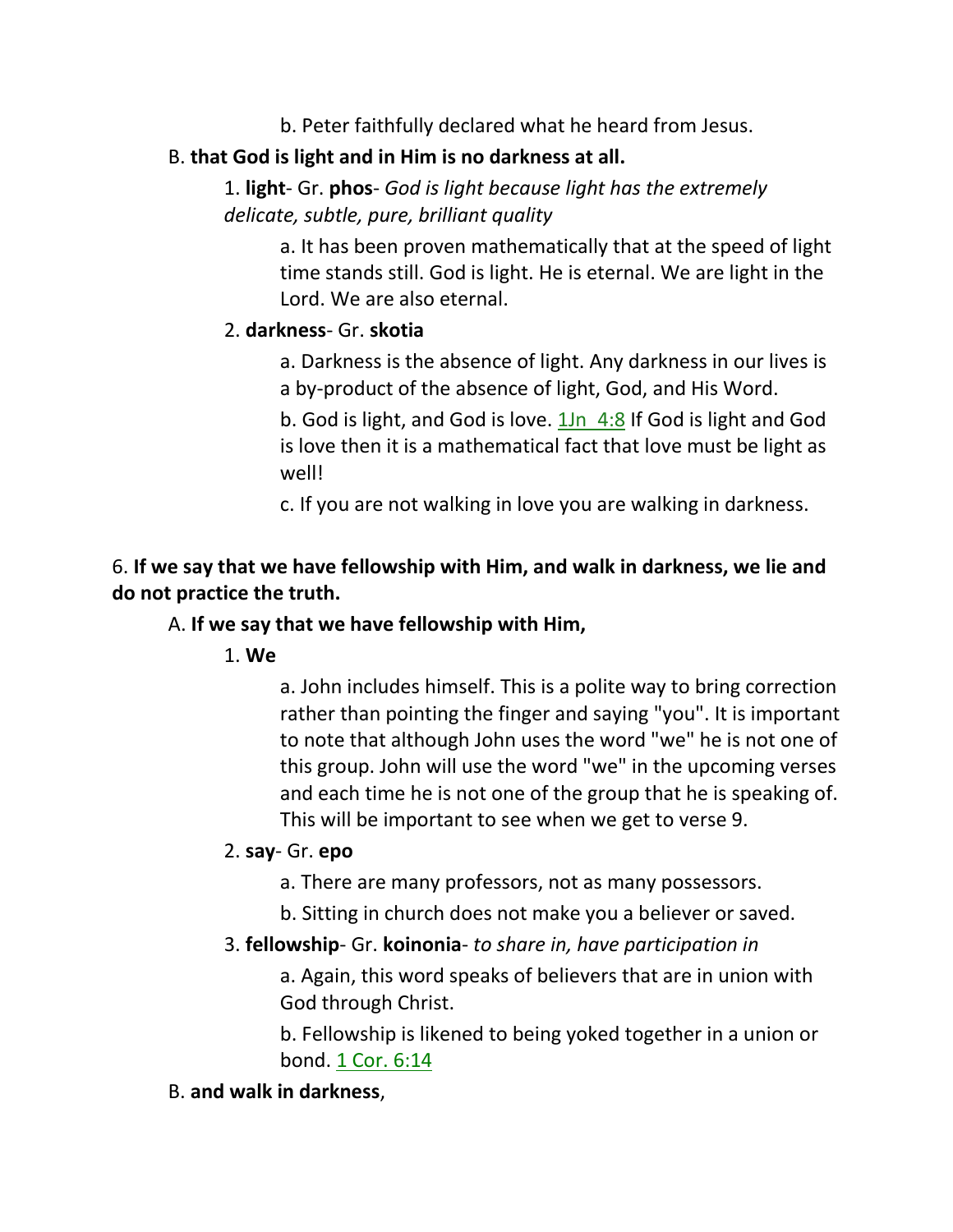b. Peter faithfully declared what he heard from Jesus.

B. **that God is light and in Him is no darkness at all.**

1. **light**- Gr. **phos**- *God is light because light has the extremely delicate, subtle, pure, brilliant quality*

a. It has been proven mathematically that at the speed of light time stands still. God is light. He is eternal. We are light in the Lord. We are also eternal.

2. **darkness**- Gr. **skotia**

a. Darkness is the absence of light. Any darkness in our lives is a by-product of the absence of light, God, and His Word.

b. God is light, and God is love. 1Jn 4:8 If God is light and God is love then it is a mathematical fact that love must be light as well!

c. If you are not walking in love you are walking in darkness.

6. **If we say that we have fellowship with Him, and walk in darkness, we lie and do not practice the truth.**

A. **If we say that we have fellowship with Him,**

1. **We**

a. John includes himself. This is a polite way to bring correction rather than pointing the finger and saying "you". It is important to note that although John uses the word "we" he is not one of this group. John will use the word "we" in the upcoming verses and each time he is not one of the group that he is speaking of. This will be important to see when we get to verse 9.

2. **say**- Gr. **epo**

a. There are many professors, not as many possessors.

b. Sitting in church does not make you a believer or saved.

3. **fellowship**- Gr. **koinonia**- *to share in, have participation in*

a. Again, this word speaks of believers that are in union with God through Christ.

b. Fellowship is likened to being yoked together in a union or bond. 1 Cor. 6:14

B. **and walk in darkness**,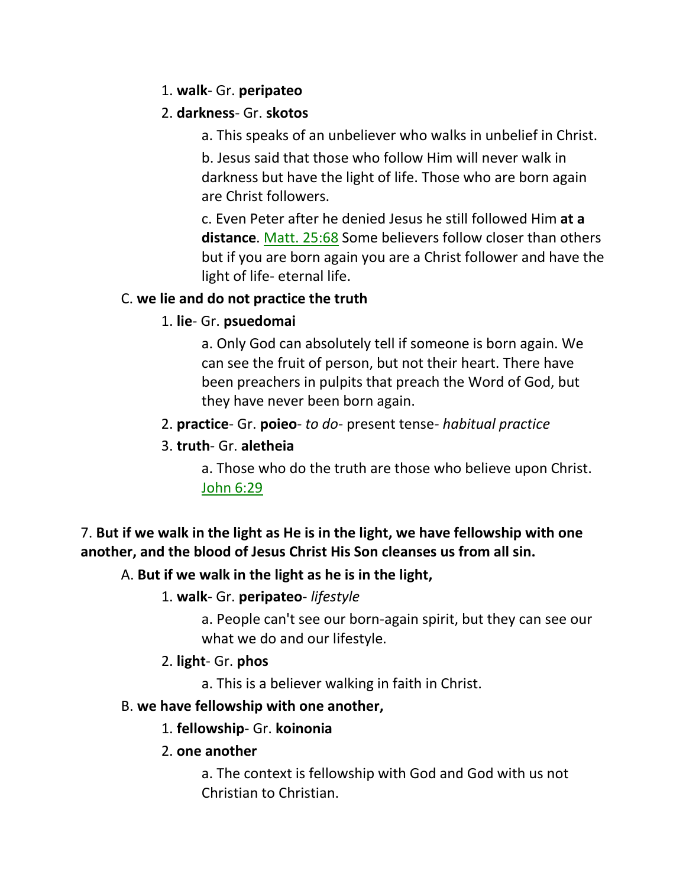1. **walk**- Gr. **peripateo**

2. **darkness**- Gr. **skotos**

a. This speaks of an unbeliever who walks in unbelief in Christ.

b. Jesus said that those who follow Him will never walk in darkness but have the light of life. Those who are born again are Christ followers.

c. Even Peter after he denied Jesus he still followed Him **at a distance**. Matt. 25:68 Some believers follow closer than others but if you are born again you are a Christ follower and have the light of life- eternal life.

C. **we lie and do not practice the truth**

1. **lie**- Gr. **psuedomai**

a. Only God can absolutely tell if someone is born again. We can see the fruit of person, but not their heart. There have been preachers in pulpits that preach the Word of God, but they have never been born again.

2. **practice**- Gr. **poieo**- *to do*- present tense- *habitual practice*

3. **truth**- Gr. **aletheia**

a. Those who do the truth are those who believe upon Christ. John 6:29

7. **But if we walk in the light as He is in the light, we have fellowship with one another, and the blood of Jesus Christ His Son cleanses us from all sin.**

A. **But if we walk in the light as he is in the light,**

1. **walk**- Gr. **peripateo**- *lifestyle*

a. People can't see our born-again spirit, but they can see our what we do and our lifestyle.

2. **light**- Gr. **phos**

a. This is a believer walking in faith in Christ.

B. **we have fellowship with one another,**

1. **fellowship**- Gr. **koinonia**

2. **one another**

a. The context is fellowship with God and God with us not Christian to Christian.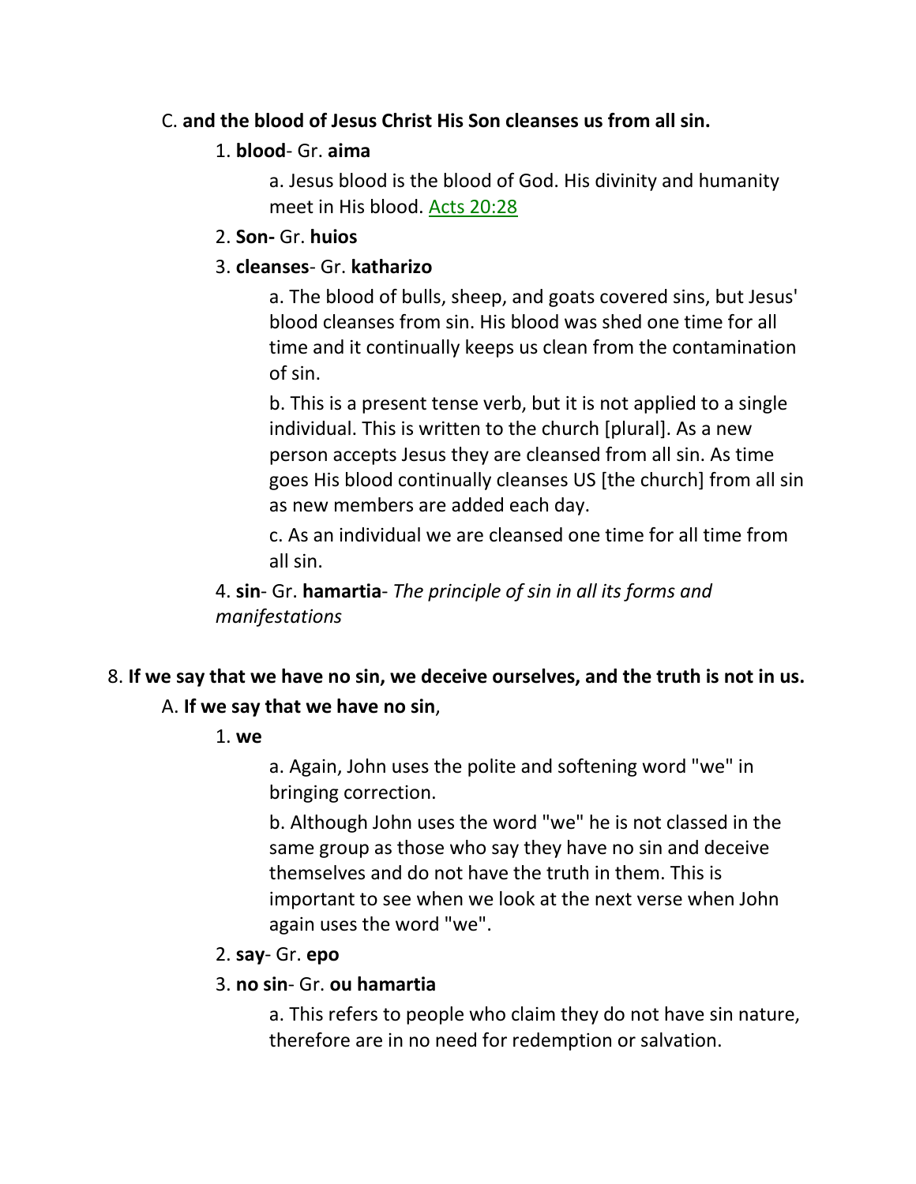C. **and the blood of Jesus Christ His Son cleanses us from all sin.**

1. **blood**- Gr. **aima**

   a. Jesus blood is the blood of God. His divinity and humanity meet in His blood. Acts 20:28

2. **Son-** Gr. **huios**

3. **cleanses**- Gr. **katharizo**

   a. The blood of bulls, sheep, and goats covered sins, but Jesus' blood cleanses from sin. His blood was shed one time for all time and it continually keeps us clean from the contamination of sin.

   b. This is a present tense verb, but it is not applied to a single individual. This is written to the church [plural]. As a new person accepts Jesus they are cleansed from all sin. As time goes His blood continually cleanses US [the church] from all sin as new members are added each day.

   c. As an individual we are cleansed one time for all time from all sin.

4. **sin**- Gr. **hamartia**- *The principle of sin in all its forms and manifestations*

8. **If we say that we have no sin, we deceive ourselves, and the truth is not in us.**

A. **If we say that we have no sin**,

1. **we**

   a. Again, John uses the polite and softening word "we" in bringing correction.

   b. Although John uses the word "we" he is not classed in the same group as those who say they have no sin and deceive themselves and do not have the truth in them. This is important to see when we look at the next verse when John again uses the word "we".

2. **say**- Gr. **epo**

3. **no sin**- Gr. **ou hamartia**

   a. This refers to people who claim they do not have sin nature, therefore are in no need for redemption or salvation.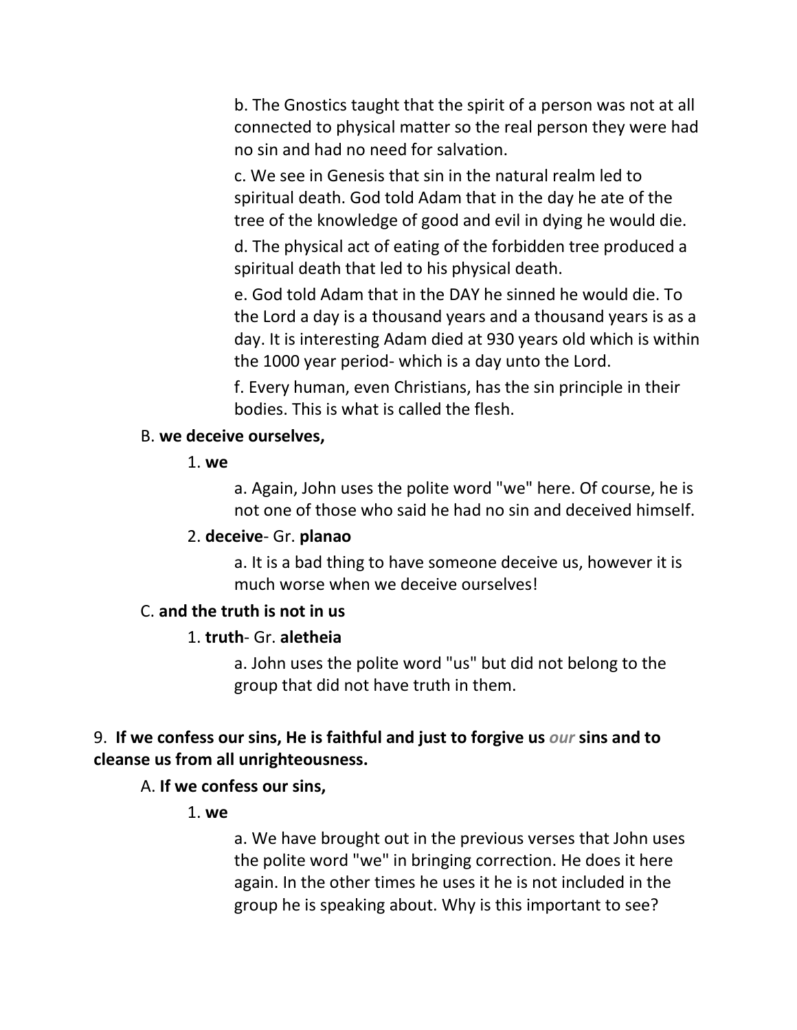b. The Gnostics taught that the spirit of a person was not at all connected to physical matter so the real person they were had no sin and had no need for salvation.

c. We see in Genesis that sin in the natural realm led to spiritual death. God told Adam that in the day he ate of the tree of the knowledge of good and evil in dying he would die.

d. The physical act of eating of the forbidden tree produced a spiritual death that led to his physical death.

e. God told Adam that in the DAY he sinned he would die. To the Lord a day is a thousand years and a thousand years is as a day. It is interesting Adam died at 930 years old which is within the 1000 year period- which is a day unto the Lord.

f. Every human, even Christians, has the sin principle in their bodies. This is what is called the flesh.

B. **we deceive ourselves,**

1. **we**

a. Again, John uses the polite word "we" here. Of course, he is not one of those who said he had no sin and deceived himself.

2. **deceive**- Gr. **planao**

a. It is a bad thing to have someone deceive us, however it is much worse when we deceive ourselves!

C. **and the truth is not in us**

1. **truth**- Gr. **aletheia**

a. John uses the polite word "us" but did not belong to the group that did not have truth in them.

9. **If we confess our sins, He is faithful and just to forgive us *our* sins and to cleanse us from all unrighteousness.**

A. **If we confess our sins,**

1. **we**

a. We have brought out in the previous verses that John uses the polite word "we" in bringing correction. He does it here again. In the other times he uses it he is not included in the group he is speaking about. Why is this important to see?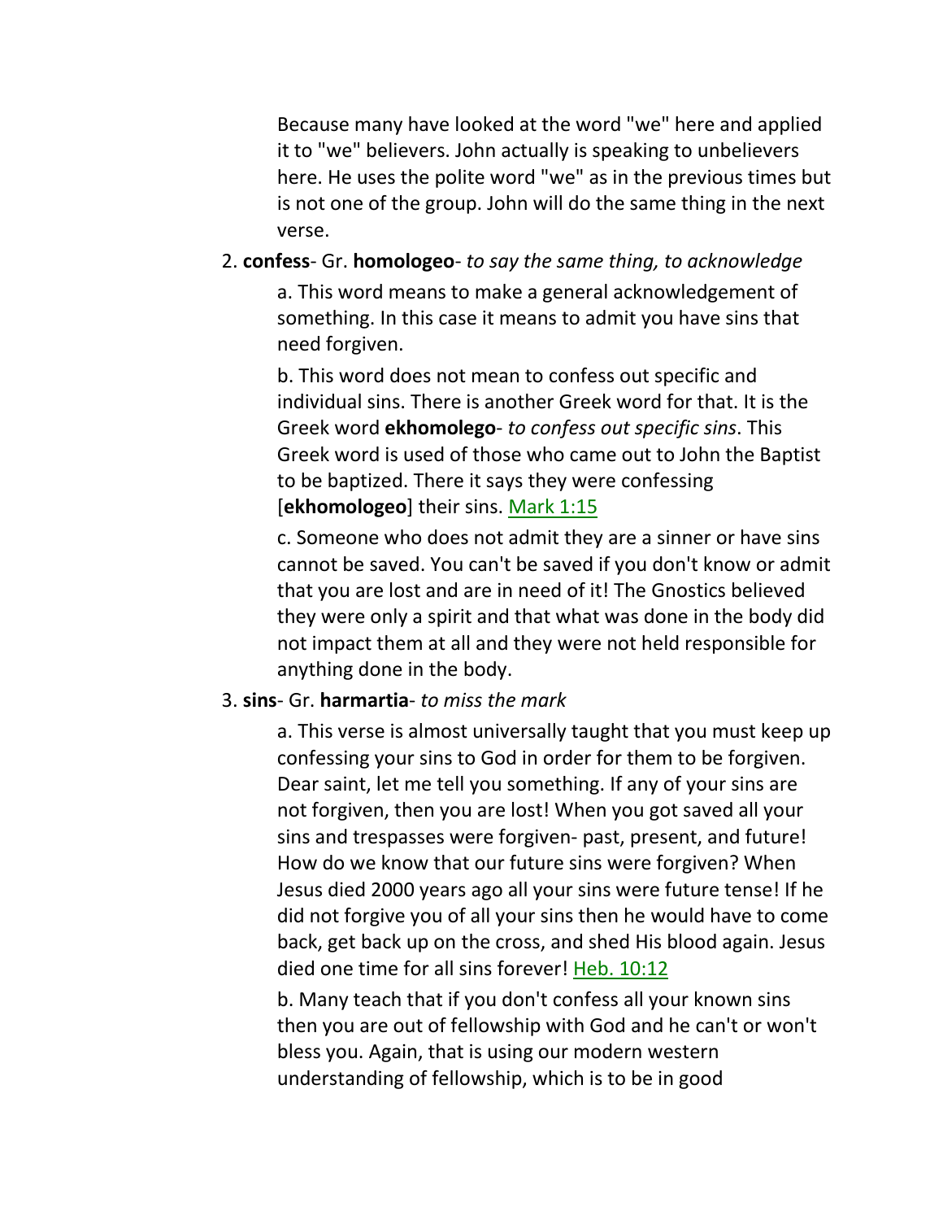Because many have looked at the word "we" here and applied it to "we" believers. John actually is speaking to unbelievers here. He uses the polite word "we" as in the previous times but is not one of the group. John will do the same thing in the next verse.

2. **confess**- Gr. **homologeo**- *to say the same thing, to acknowledge*

   a. This word means to make a general acknowledgement of something. In this case it means to admit you have sins that need forgiven.

   b. This word does not mean to confess out specific and individual sins. There is another Greek word for that. It is the Greek word **ekhomolego**- *to confess out specific sins*. This Greek word is used of those who came out to John the Baptist to be baptized. There it says they were confessing [**ekhomologeo**] their sins. Mark 1:15

   c. Someone who does not admit they are a sinner or have sins cannot be saved. You can't be saved if you don't know or admit that you are lost and are in need of it! The Gnostics believed they were only a spirit and that what was done in the body did not impact them at all and they were not held responsible for anything done in the body.

3. **sins**- Gr. **harmartia**- *to miss the mark*

   a. This verse is almost universally taught that you must keep up confessing your sins to God in order for them to be forgiven. Dear saint, let me tell you something. If any of your sins are not forgiven, then you are lost! When you got saved all your sins and trespasses were forgiven- past, present, and future! How do we know that our future sins were forgiven? When Jesus died 2000 years ago all your sins were future tense! If he did not forgive you of all your sins then he would have to come back, get back up on the cross, and shed His blood again. Jesus died one time for all sins forever! Heb. 10:12

   b. Many teach that if you don't confess all your known sins then you are out of fellowship with God and he can't or won't bless you. Again, that is using our modern western understanding of fellowship, which is to be in good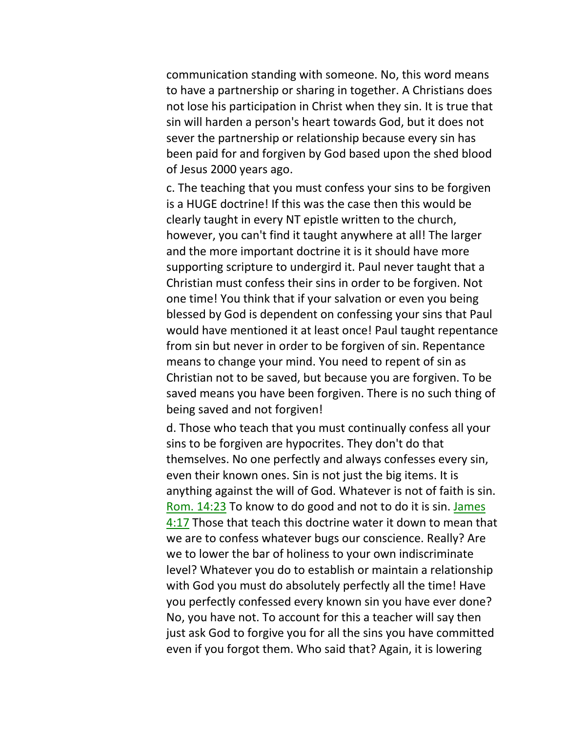communication standing with someone. No, this word means to have a partnership or sharing in together. A Christians does not lose his participation in Christ when they sin. It is true that sin will harden a person's heart towards God, but it does not sever the partnership or relationship because every sin has been paid for and forgiven by God based upon the shed blood of Jesus 2000 years ago.

c. The teaching that you must confess your sins to be forgiven is a HUGE doctrine! If this was the case then this would be clearly taught in every NT epistle written to the church, however, you can't find it taught anywhere at all! The larger and the more important doctrine it is it should have more supporting scripture to undergird it. Paul never taught that a Christian must confess their sins in order to be forgiven. Not one time! You think that if your salvation or even you being blessed by God is dependent on confessing your sins that Paul would have mentioned it at least once! Paul taught repentance from sin but never in order to be forgiven of sin. Repentance means to change your mind. You need to repent of sin as Christian not to be saved, but because you are forgiven. To be saved means you have been forgiven. There is no such thing of being saved and not forgiven!

d. Those who teach that you must continually confess all your sins to be forgiven are hypocrites. They don't do that themselves. No one perfectly and always confesses every sin, even their known ones. Sin is not just the big items. It is anything against the will of God. Whatever is not of faith is sin. Rom. 14:23 To know to do good and not to do it is sin. James 4:17 Those that teach this doctrine water it down to mean that we are to confess whatever bugs our conscience. Really? Are we to lower the bar of holiness to your own indiscriminate level? Whatever you do to establish or maintain a relationship with God you must do absolutely perfectly all the time! Have you perfectly confessed every known sin you have ever done? No, you have not. To account for this a teacher will say then just ask God to forgive you for all the sins you have committed even if you forgot them. Who said that? Again, it is lowering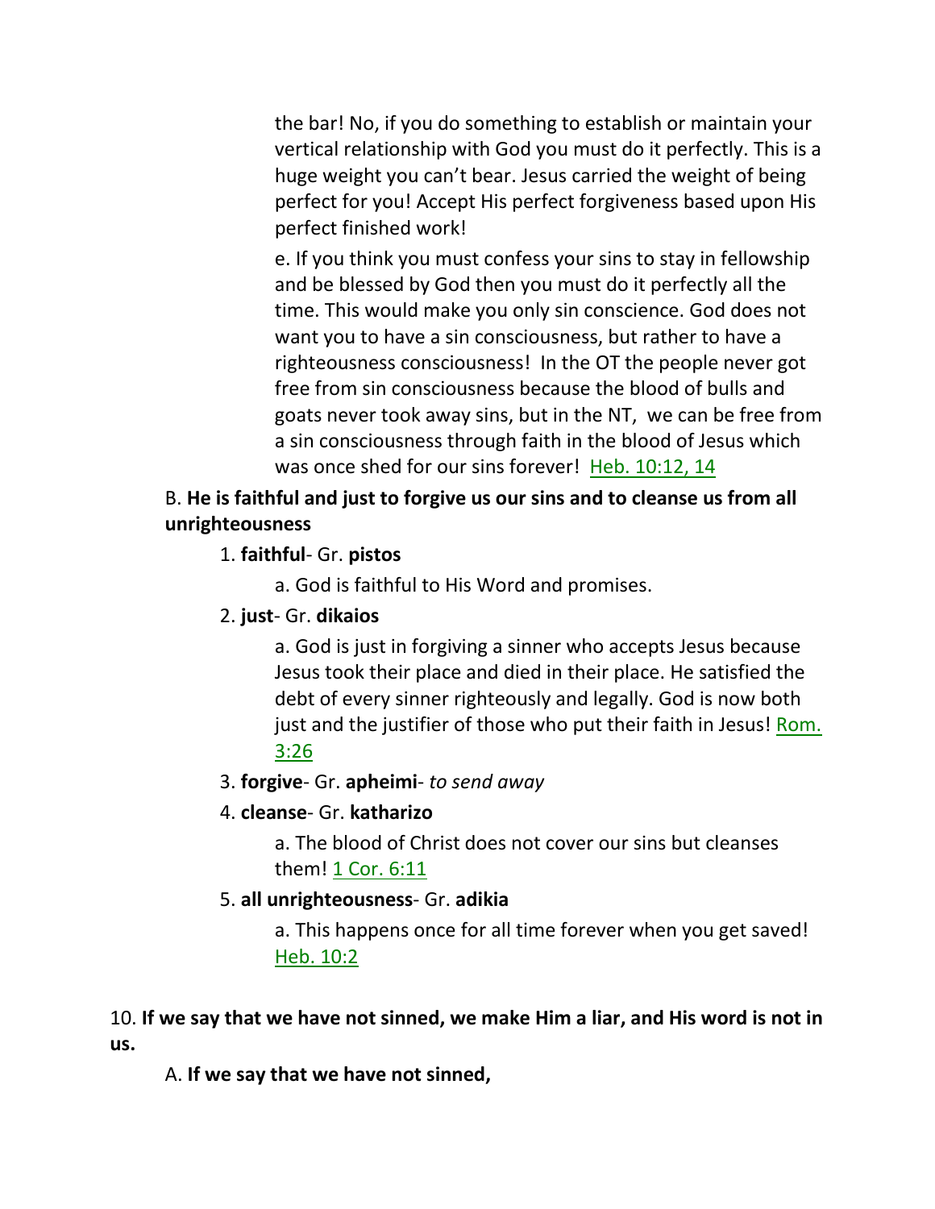the bar! No, if you do something to establish or maintain your vertical relationship with God you must do it perfectly. This is a huge weight you can't bear. Jesus carried the weight of being perfect for you! Accept His perfect forgiveness based upon His perfect finished work!

e. If you think you must confess your sins to stay in fellowship and be blessed by God then you must do it perfectly all the time. This would make you only sin conscience. God does not want you to have a sin consciousness, but rather to have a righteousness consciousness! In the OT the people never got free from sin consciousness because the blood of bulls and goats never took away sins, but in the NT, we can be free from a sin consciousness through faith in the blood of Jesus which was once shed for our sins forever! Heb. 10:12, 14

B. **He is faithful and just to forgive us our sins and to cleanse us from all unrighteousness**

1. **faithful**- Gr. **pistos**

a. God is faithful to His Word and promises.

2. **just**- Gr. **dikaios**

a. God is just in forgiving a sinner who accepts Jesus because Jesus took their place and died in their place. He satisfied the debt of every sinner righteously and legally. God is now both just and the justifier of those who put their faith in Jesus! Rom. 3:26

3. **forgive**- Gr. **apheimi**- *to send away*

4. **cleanse**- Gr. **katharizo**

a. The blood of Christ does not cover our sins but cleanses them! 1 Cor. 6:11

5. **all unrighteousness**- Gr. **adikia**

a. This happens once for all time forever when you get saved! Heb. 10:2

10. **If we say that we have not sinned, we make Him a liar, and His word is not in us.**

A. **If we say that we have not sinned,**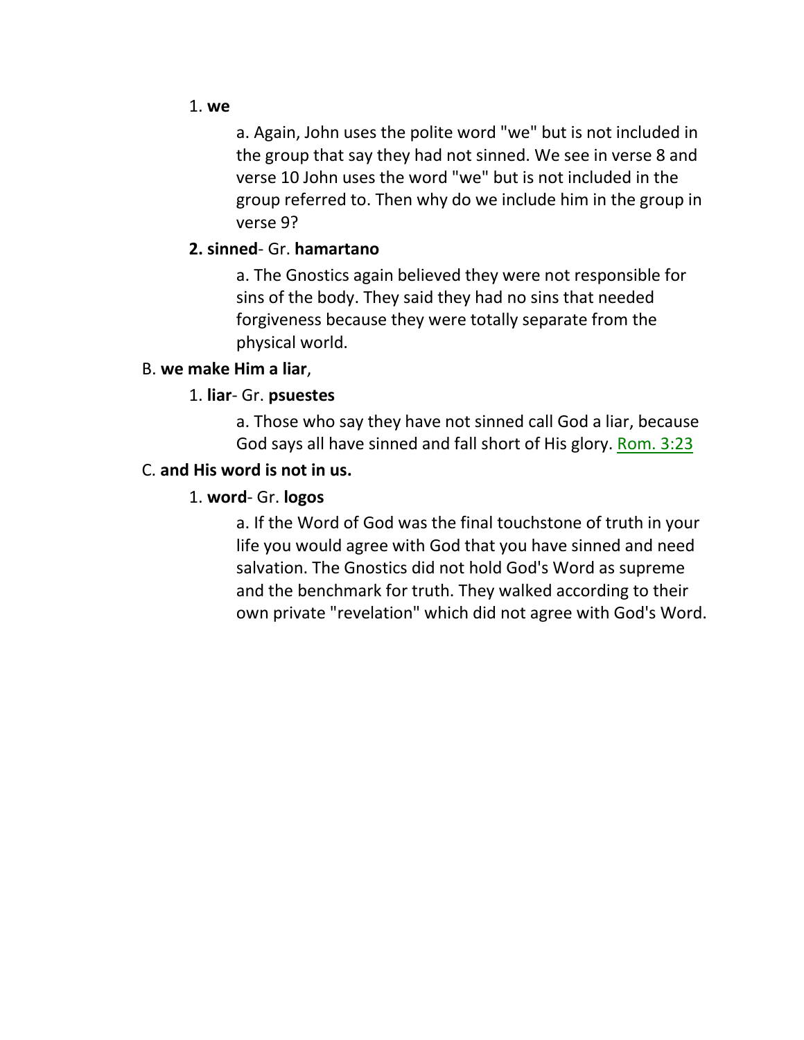1. **we**

a. Again, John uses the polite word "we" but is not included in the group that say they had not sinned. We see in verse 8 and verse 10 John uses the word "we" but is not included in the group referred to. Then why do we include him in the group in verse 9?

**2. sinned**- Gr. **hamartano**

a. The Gnostics again believed they were not responsible for sins of the body. They said they had no sins that needed forgiveness because they were totally separate from the physical world.

B. **we make Him a liar**,

1. **liar**- Gr. **psuestes**

a. Those who say they have not sinned call God a liar, because God says all have sinned and fall short of His glory. Rom. 3:23

C. **and His word is not in us.**

1. **word**- Gr. **logos**

a. If the Word of God was the final touchstone of truth in your life you would agree with God that you have sinned and need salvation. The Gnostics did not hold God's Word as supreme and the benchmark for truth. They walked according to their own private "revelation" which did not agree with God's Word.